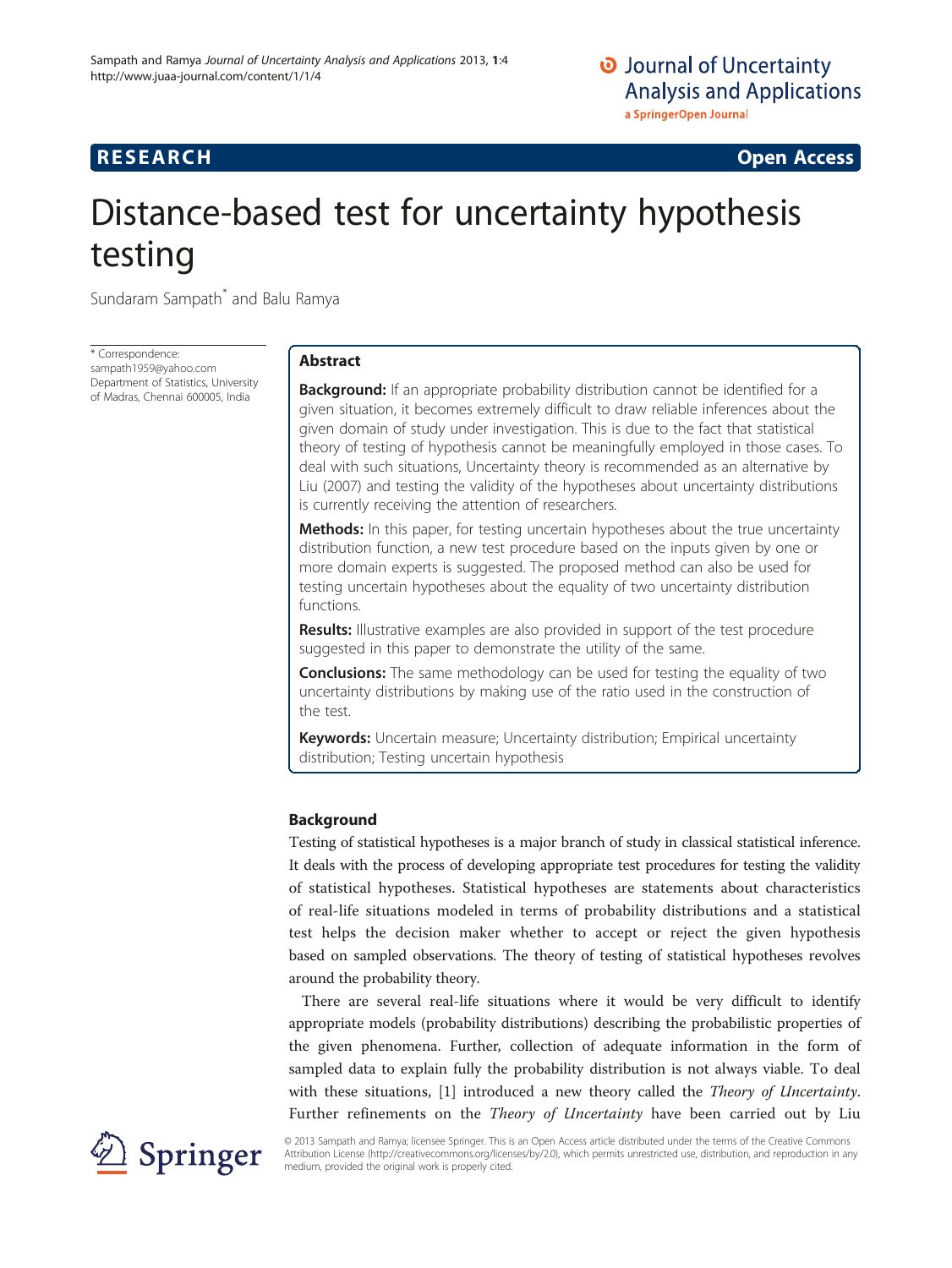**RESEARCH** **Open Access**

# Distance-based test for uncertainty hypothesis testing

Sundaram Sampath* and Balu Ramya

\* Correspondence: sampath1959@yahoo.com
Department of Statistics, University of Madras, Chennai 600005, India

## Abstract

**Background:** If an appropriate probability distribution cannot be identified for a given situation, it becomes extremely difficult to draw reliable inferences about the given domain of study under investigation. This is due to the fact that statistical theory of testing of hypothesis cannot be meaningfully employed in those cases. To deal with such situations, Uncertainty theory is recommended as an alternative by Liu (2007) and testing the validity of the hypotheses about uncertainty distributions is currently receiving the attention of researchers.

**Methods:** In this paper, for testing uncertain hypotheses about the true uncertainty distribution function, a new test procedure based on the inputs given by one or more domain experts is suggested. The proposed method can also be used for testing uncertain hypotheses about the equality of two uncertainty distribution functions.

**Results:** Illustrative examples are also provided in support of the test procedure suggested in this paper to demonstrate the utility of the same.

**Conclusions:** The same methodology can be used for testing the equality of two uncertainty distributions by making use of the ratio used in the construction of the test.

**Keywords:** Uncertain measure; Uncertainty distribution; Empirical uncertainty distribution; Testing uncertain hypothesis

## Background

Testing of statistical hypotheses is a major branch of study in classical statistical inference. It deals with the process of developing appropriate test procedures for testing the validity of statistical hypotheses. Statistical hypotheses are statements about characteristics of real-life situations modeled in terms of probability distributions and a statistical test helps the decision maker whether to accept or reject the given hypothesis based on sampled observations. The theory of testing of statistical hypotheses revolves around the probability theory.

There are several real-life situations where it would be very difficult to identify appropriate models (probability distributions) describing the probabilistic properties of the given phenomena. Further, collection of adequate information in the form of sampled data to explain fully the probability distribution is not always viable. To deal with these situations, [1] introduced a new theory called the *Theory of Uncertainty*. Further refinements on the *Theory of Uncertainty* have been carried out by Liu

© 2013 Sampath and Ramya; licensee Springer. This is an Open Access article distributed under the terms of the Creative Commons Attribution License (http://creativecommons.org/licenses/by/2.0), which permits unrestricted use, distribution, and reproduction in any medium, provided the original work is properly cited.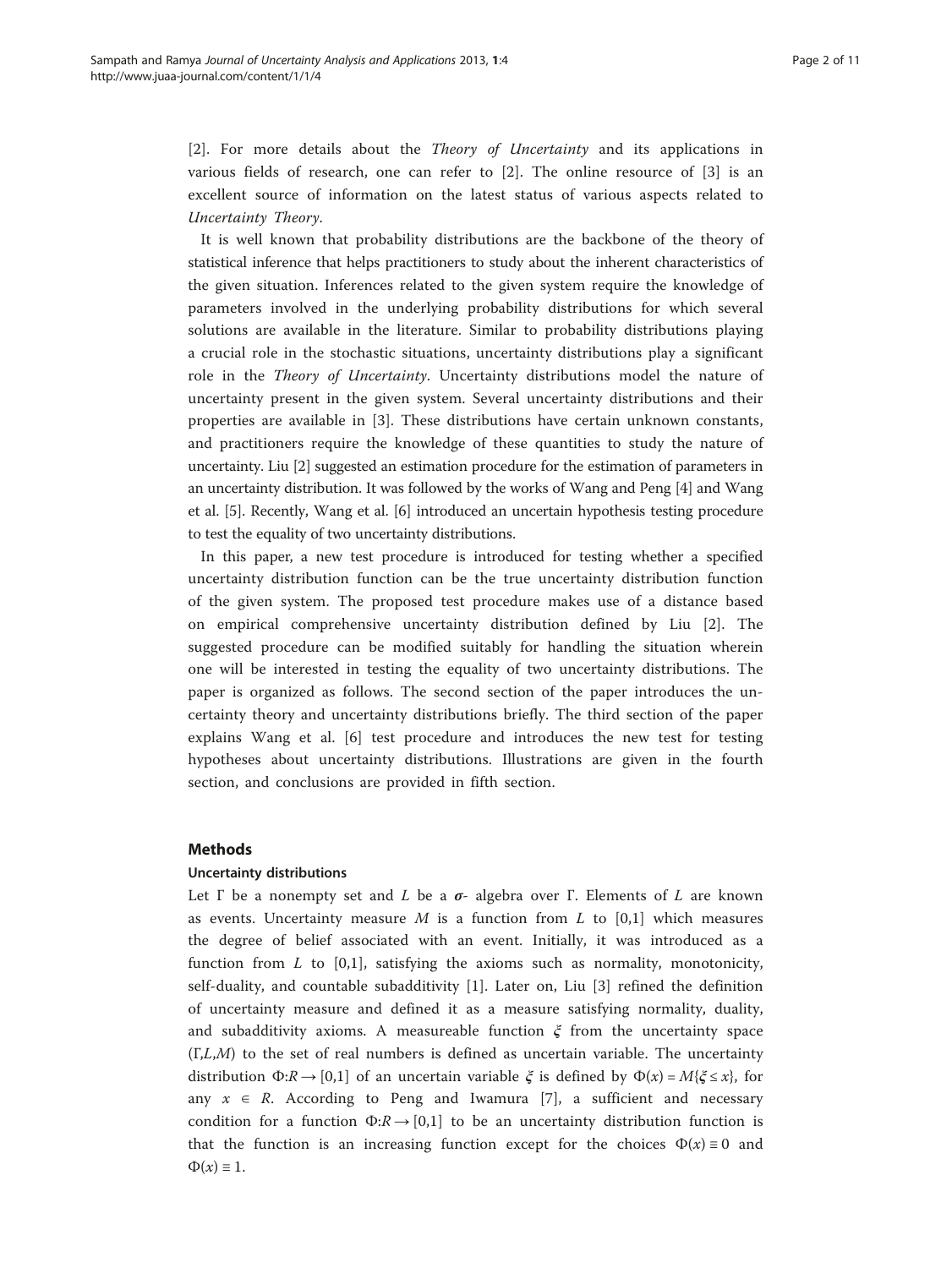[2]. For more details about the *Theory of Uncertainty* and its applications in various fields of research, one can refer to [2]. The online resource of [3] is an excellent source of information on the latest status of various aspects related to *Uncertainty Theory*.

It is well known that probability distributions are the backbone of the theory of statistical inference that helps practitioners to study about the inherent characteristics of the given situation. Inferences related to the given system require the knowledge of parameters involved in the underlying probability distributions for which several solutions are available in the literature. Similar to probability distributions playing a crucial role in the stochastic situations, uncertainty distributions play a significant role in the *Theory of Uncertainty*. Uncertainty distributions model the nature of uncertainty present in the given system. Several uncertainty distributions and their properties are available in [3]. These distributions have certain unknown constants, and practitioners require the knowledge of these quantities to study the nature of uncertainty. Liu [2] suggested an estimation procedure for the estimation of parameters in an uncertainty distribution. It was followed by the works of Wang and Peng [4] and Wang et al. [5]. Recently, Wang et al. [6] introduced an uncertain hypothesis testing procedure to test the equality of two uncertainty distributions.

In this paper, a new test procedure is introduced for testing whether a specified uncertainty distribution function can be the true uncertainty distribution function of the given system. The proposed test procedure makes use of a distance based on empirical comprehensive uncertainty distribution defined by Liu [2]. The suggested procedure can be modified suitably for handling the situation wherein one will be interested in testing the equality of two uncertainty distributions. The paper is organized as follows. The second section of the paper introduces the uncertainty theory and uncertainty distributions briefly. The third section of the paper explains Wang et al. [6] test procedure and introduces the new test for testing hypotheses about uncertainty distributions. Illustrations are given in the fourth section, and conclusions are provided in fifth section.

## Methods

### Uncertainty distributions

Let $\Gamma$ be a nonempty set and $L$ be a $\boldsymbol{\sigma}$- algebra over $\Gamma$. Elements of $L$ are known as events. Uncertainty measure $M$ is a function from $L$ to $[0,1]$ which measures the degree of belief associated with an event. Initially, it was introduced as a function from $L$ to $[0,1]$, satisfying the axioms such as normality, monotonicity, self-duality, and countable subadditivity [1]. Later on, Liu [3] refined the definition of uncertainty measure and defined it as a measure satisfying normality, duality, and subadditivity axioms. A measureable function $\boldsymbol{\xi}$ from the uncertainty space $(\Gamma,L,M)$ to the set of real numbers is defined as uncertain variable. The uncertainty distribution $\Phi:R \rightarrow [0,1]$ of an uncertain variable $\xi$ is defined by $\Phi(x) = M\{\xi \leq x\}$, for any $x \in R$. According to Peng and Iwamura [7], a sufficient and necessary condition for a function $\Phi:R \rightarrow [0,1]$ to be an uncertainty distribution function is that the function is an increasing function except for the choices $\Phi(x) \equiv 0$ and $\Phi(x) \equiv 1$.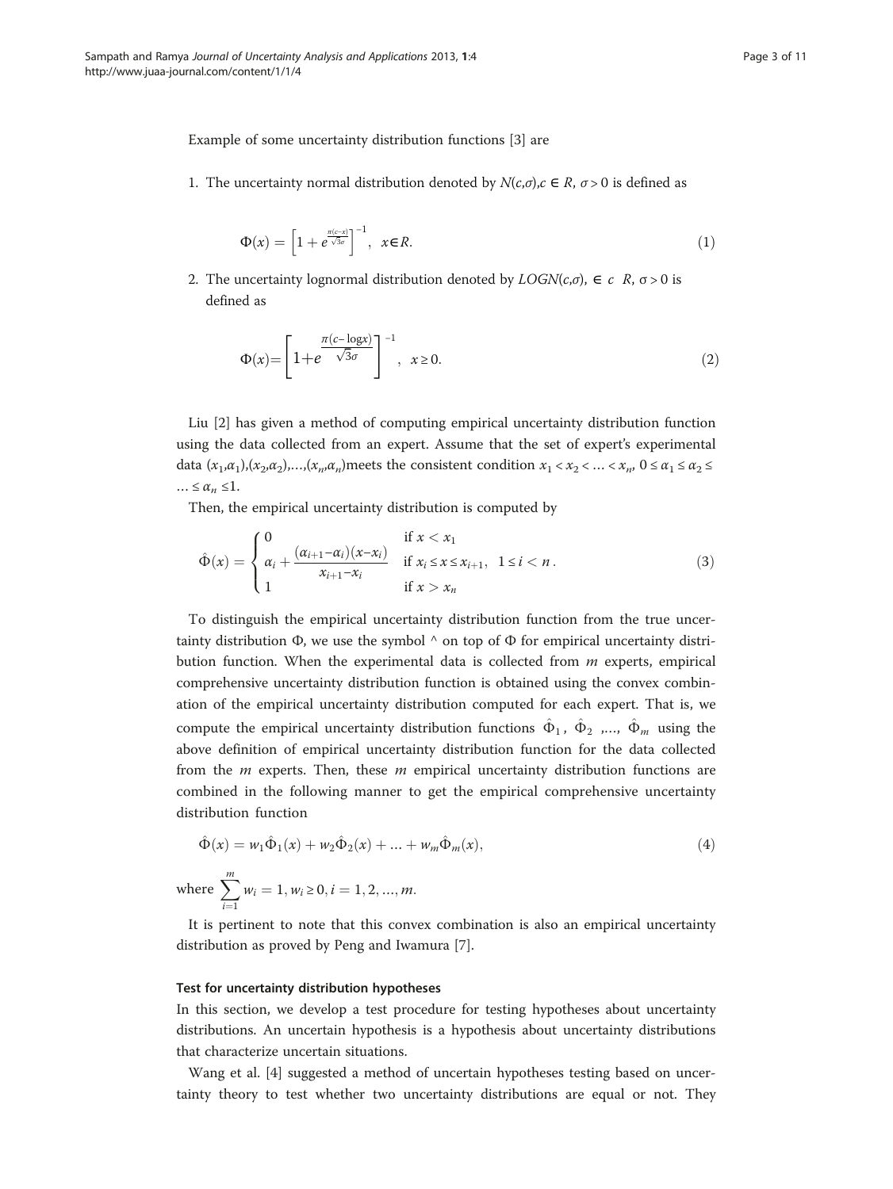Example of some uncertainty distribution functions [3] are

1. The uncertainty normal distribution denoted by $N(c,\sigma), c \in R, \sigma > 0$ is defined as

$$\Phi(x) = \left[1 + e^{\frac{\pi(c-x)}{\sqrt{3}\sigma}}\right]^{-1}, \quad x \in R. \tag{1}$$

2. The uncertainty lognormal distribution denoted by $LOGN(c,\sigma), \in c \;\; R, \sigma > 0$ is defined as

$$\Phi(x) = \left[1 + e^{\frac{\pi(c-\log x)}{\sqrt{3}\sigma}}\right]^{-1}, \quad x \geq 0. \tag{2}$$

Liu [2] has given a method of computing empirical uncertainty distribution function using the data collected from an expert. Assume that the set of expert's experimental data $(x_1,\alpha_1),(x_2,\alpha_2),\ldots,(x_n,\alpha_n)$meets the consistent condition $x_1 < x_2 < \ldots < x_n$, $0 \leq \alpha_1 \leq \alpha_2 \leq \ldots \leq \alpha_n \leq 1$.

Then, the empirical uncertainty distribution is computed by

$$\hat{\Phi}(x) = \begin{cases} 0 & \text{if } x < x_1 \\ \alpha_i + \dfrac{(\alpha_{i+1}-\alpha_i)(x-x_i)}{x_{i+1}-x_i} & \text{if } x_i \leq x \leq x_{i+1}, \quad 1 \leq i < n \\ 1 & \text{if } x > x_n \end{cases}. \tag{3}$$

To distinguish the empirical uncertainty distribution function from the true uncertainty distribution $\Phi$, we use the symbol ^ on top of $\Phi$ for empirical uncertainty distribution function. When the experimental data is collected from $m$ experts, empirical comprehensive uncertainty distribution function is obtained using the convex combination of the empirical uncertainty distribution computed for each expert. That is, we compute the empirical uncertainty distribution functions $\hat{\Phi}_1, \hat{\Phi}_2, \ldots, \hat{\Phi}_m$ using the above definition of empirical uncertainty distribution function for the data collected from the $m$ experts. Then, these $m$ empirical uncertainty distribution functions are combined in the following manner to get the empirical comprehensive uncertainty distribution function

$$\hat{\Phi}(x) = w_1\hat{\Phi}_1(x) + w_2\hat{\Phi}_2(x) + \ldots + w_m\hat{\Phi}_m(x), \tag{4}$$

where $\sum_{i=1}^{m} w_i = 1, w_i \geq 0, i = 1, 2, \ldots, m.$

It is pertinent to note that this convex combination is also an empirical uncertainty distribution as proved by Peng and Iwamura [7].

### Test for uncertainty distribution hypotheses

In this section, we develop a test procedure for testing hypotheses about uncertainty distributions. An uncertain hypothesis is a hypothesis about uncertainty distributions that characterize uncertain situations.

Wang et al. [4] suggested a method of uncertain hypotheses testing based on uncertainty theory to test whether two uncertainty distributions are equal or not. They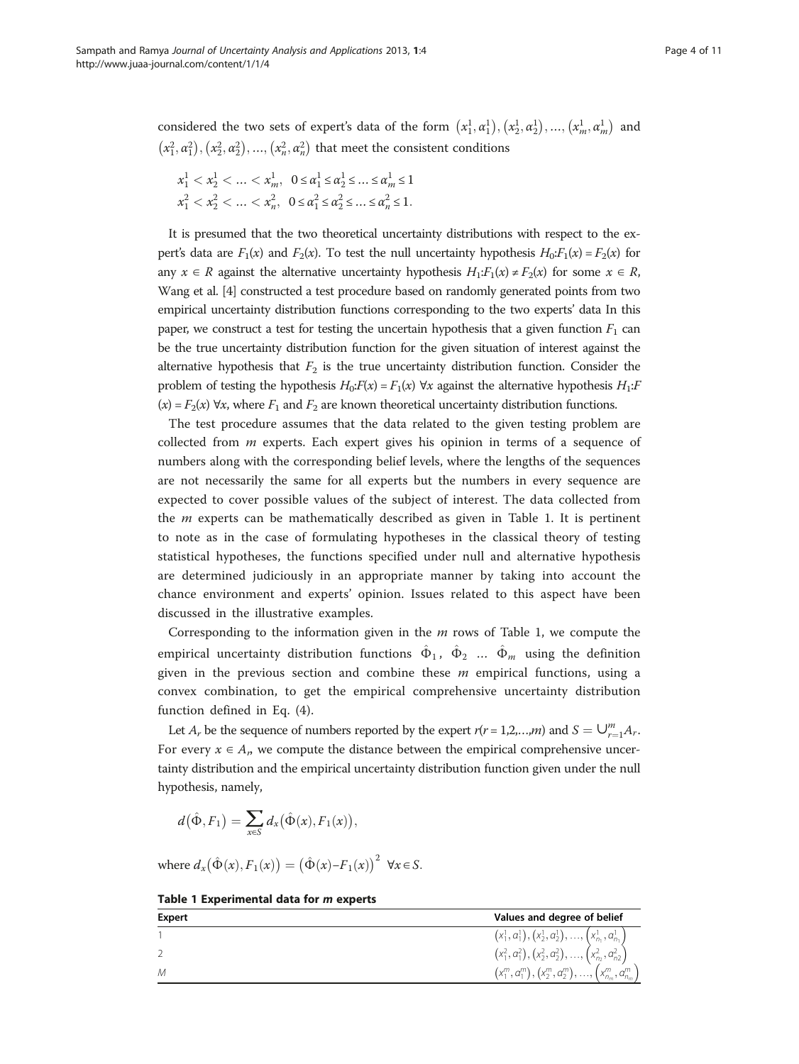considered the two sets of expert's data of the form $\left(x_1^1, \alpha_1^1\right), \left(x_2^1, \alpha_2^1\right), \ldots, \left(x_m^1, \alpha_m^1\right)$ and $\left(x_1^2, \alpha_1^2\right), \left(x_2^2, \alpha_2^2\right), \ldots, \left(x_n^2, \alpha_n^2\right)$ that meet the consistent conditions

$$x_1^1 < x_2^1 < \ldots < x_m^1, \quad 0 \le \alpha_1^1 \le \alpha_2^1 \le \ldots \le \alpha_m^1 \le 1$$
$$x_1^2 < x_2^2 < \ldots < x_n^2, \quad 0 \le \alpha_1^2 \le \alpha_2^2 \le \ldots \le \alpha_n^2 \le 1.$$

It is presumed that the two theoretical uncertainty distributions with respect to the expert's data are $F_1(x)$ and $F_2(x)$. To test the null uncertainty hypothesis $H_0{:}F_1(x) = F_2(x)$ for any $x \in R$ against the alternative uncertainty hypothesis $H_1{:}F_1(x) \neq F_2(x)$ for some $x \in R$, Wang et al. [4] constructed a test procedure based on randomly generated points from two empirical uncertainty distribution functions corresponding to the two experts' data In this paper, we construct a test for testing the uncertain hypothesis that a given function $F_1$ can be the true uncertainty distribution function for the given situation of interest against the alternative hypothesis that $F_2$ is the true uncertainty distribution function. Consider the problem of testing the hypothesis $H_0{:}F(x) = F_1(x)\ \forall x$ against the alternative hypothesis $H_1{:}F(x) = F_2(x)\ \forall x$, where $F_1$ and $F_2$ are known theoretical uncertainty distribution functions.

The test procedure assumes that the data related to the given testing problem are collected from $m$ experts. Each expert gives his opinion in terms of a sequence of numbers along with the corresponding belief levels, where the lengths of the sequences are not necessarily the same for all experts but the numbers in every sequence are expected to cover possible values of the subject of interest. The data collected from the $m$ experts can be mathematically described as given in Table 1. It is pertinent to note as in the case of formulating hypotheses in the classical theory of testing statistical hypotheses, the functions specified under null and alternative hypothesis are determined judiciously in an appropriate manner by taking into account the chance environment and experts' opinion. Issues related to this aspect have been discussed in the illustrative examples.

Corresponding to the information given in the $m$ rows of Table 1, we compute the empirical uncertainty distribution functions $\hat{\Phi}_1, \hat{\Phi}_2 \ldots \hat{\Phi}_m$ using the definition given in the previous section and combine these $m$ empirical functions, using a convex combination, to get the empirical comprehensive uncertainty distribution function defined in Eq. (4).

Let $A_r$ be the sequence of numbers reported by the expert $r(r = 1,2,\ldots,m)$ and $S = \cup_{r=1}^{m} A_r$. For every $x \in A_r$, we compute the distance between the empirical comprehensive uncertainty distribution and the empirical uncertainty distribution function given under the null hypothesis, namely,

$$d\left(\hat{\Phi}, F_1\right) = \sum_{x \in S} d_x\left(\hat{\Phi}(x), F_1(x)\right),$$

where $d_x\left(\hat{\Phi}(x), F_1(x)\right) = \left(\hat{\Phi}(x) - F_1(x)\right)^2 \ \ \forall x \in S$.

**Table 1 Experimental data for *m* experts**

| Expert | Values and degree of belief |
|---|---|
| 1 | $\left(x_1^1, \alpha_1^1\right), \left(x_2^1, \alpha_2^1\right), \ldots, \left(x_{n_1}^1, \alpha_{n_1}^1\right)$ |
| 2 | $\left(x_1^2, \alpha_1^2\right), \left(x_2^2, \alpha_2^2\right), \ldots, \left(x_{n_2}^2, \alpha_{n2}^2\right)$ |
| M | $\left(x_1^m, \alpha_1^m\right), \left(x_2^m, \alpha_2^m\right), \ldots, \left(x_{n_m}^m, \alpha_{n_m}^m\right)$ |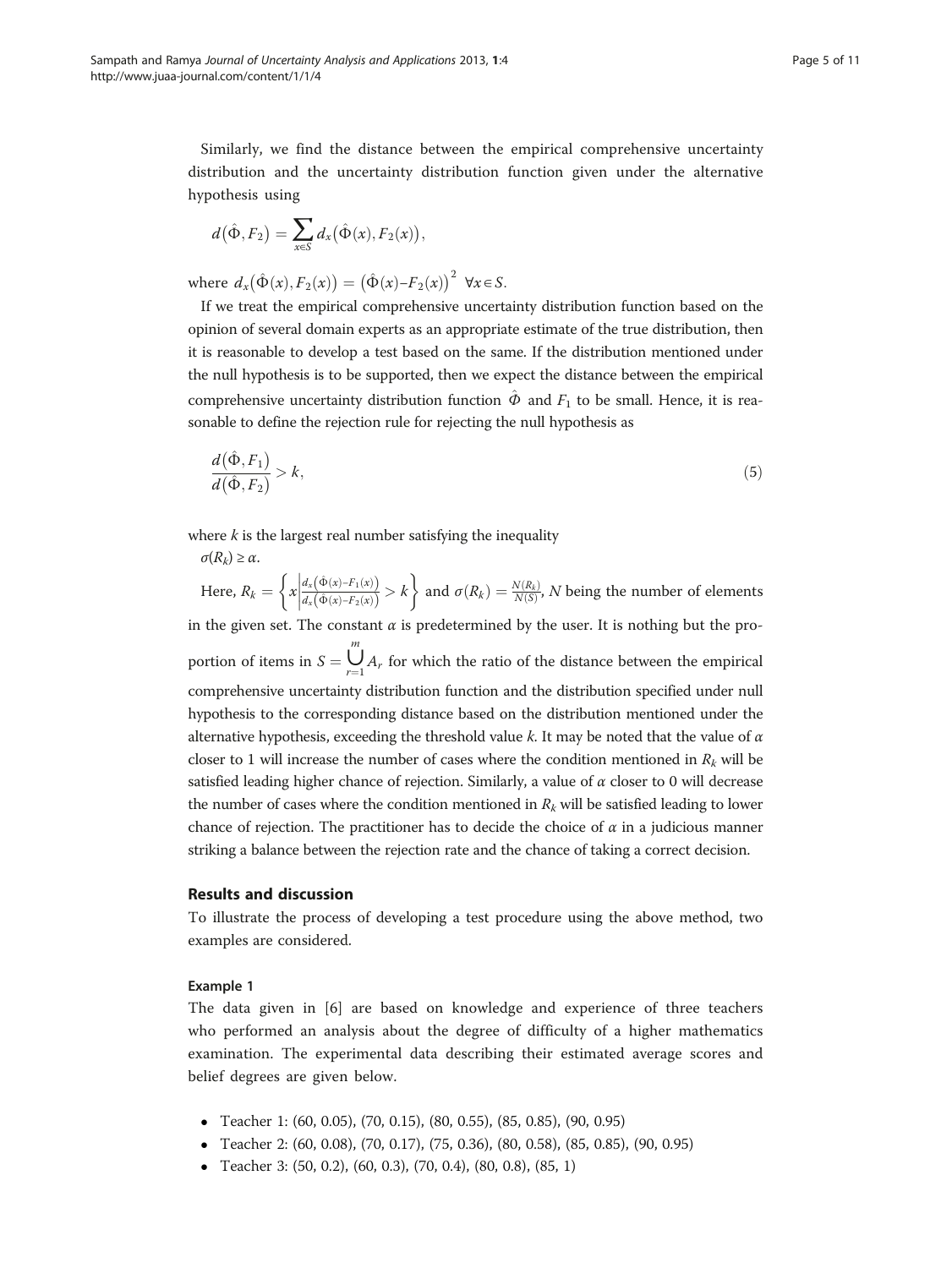Similarly, we find the distance between the empirical comprehensive uncertainty distribution and the uncertainty distribution function given under the alternative hypothesis using

$$d\left(\hat{\Phi}, F_2\right) = \sum_{x \in S} d_x\left(\hat{\Phi}(x), F_2(x)\right),$$

where $d_x\left(\hat{\Phi}(x), F_2(x)\right) = \left(\hat{\Phi}(x) - F_2(x)\right)^2 \ \forall x \in S$.

If we treat the empirical comprehensive uncertainty distribution function based on the opinion of several domain experts as an appropriate estimate of the true distribution, then it is reasonable to develop a test based on the same. If the distribution mentioned under the null hypothesis is to be supported, then we expect the distance between the empirical comprehensive uncertainty distribution function $\hat{\Phi}$ and $F_1$ to be small. Hence, it is reasonable to define the rejection rule for rejecting the null hypothesis as

$$\frac{d\left(\hat{\Phi}, F_1\right)}{d\left(\hat{\Phi}, F_2\right)} > k, \tag{5}$$

where $k$ is the largest real number satisfying the inequality

$\sigma(R_k) \geq \alpha$.

Here, $R_k = \left\{ x \middle| \frac{d_x\left(\hat{\Phi}(x) - F_1(x)\right)}{d_x\left(\hat{\Phi}(x) - F_2(x)\right)} > k \right\}$ and $\sigma(R_k) = \frac{N(R_k)}{N(S)}$, $N$ being the number of elements in the given set. The constant $\alpha$ is predetermined by the user. It is nothing but the proportion of items in $S = \bigcup_{r=1}^{m} A_r$ for which the ratio of the distance between the empirical comprehensive uncertainty distribution function and the distribution specified under null hypothesis to the corresponding distance based on the distribution mentioned under the alternative hypothesis, exceeding the threshold value $k$. It may be noted that the value of $\alpha$ closer to 1 will increase the number of cases where the condition mentioned in $R_k$ will be satisfied leading higher chance of rejection. Similarly, a value of $\alpha$ closer to 0 will decrease the number of cases where the condition mentioned in $R_k$ will be satisfied leading to lower chance of rejection. The practitioner has to decide the choice of $\alpha$ in a judicious manner striking a balance between the rejection rate and the chance of taking a correct decision.

## Results and discussion

To illustrate the process of developing a test procedure using the above method, two examples are considered.

### Example 1

The data given in [6] are based on knowledge and experience of three teachers who performed an analysis about the degree of difficulty of a higher mathematics examination. The experimental data describing their estimated average scores and belief degrees are given below.

- Teacher 1: (60, 0.05), (70, 0.15), (80, 0.55), (85, 0.85), (90, 0.95)
- Teacher 2: (60, 0.08), (70, 0.17), (75, 0.36), (80, 0.58), (85, 0.85), (90, 0.95)
- Teacher 3: (50, 0.2), (60, 0.3), (70, 0.4), (80, 0.8), (85, 1)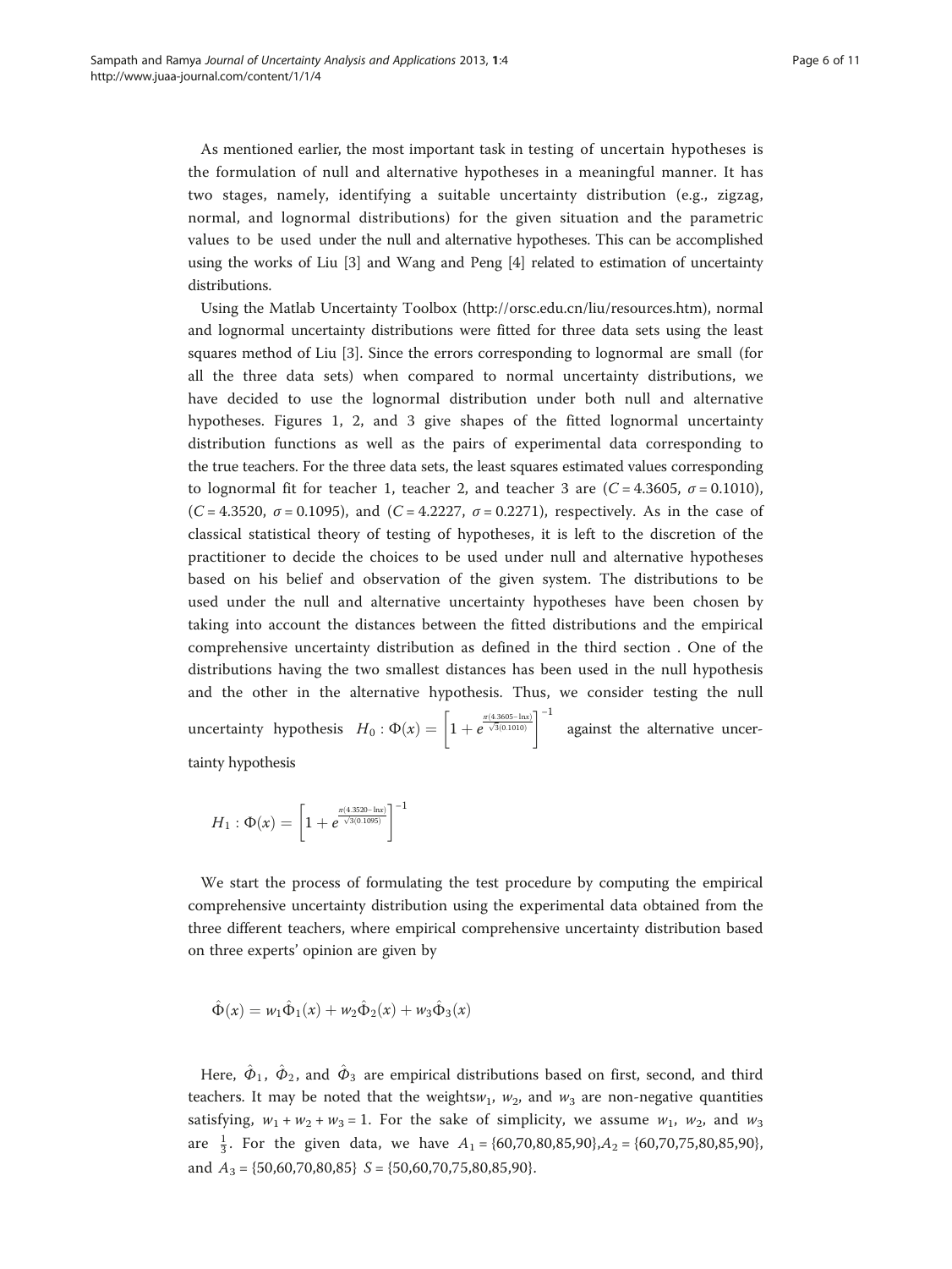As mentioned earlier, the most important task in testing of uncertain hypotheses is the formulation of null and alternative hypotheses in a meaningful manner. It has two stages, namely, identifying a suitable uncertainty distribution (e.g., zigzag, normal, and lognormal distributions) for the given situation and the parametric values to be used under the null and alternative hypotheses. This can be accomplished using the works of Liu [3] and Wang and Peng [4] related to estimation of uncertainty distributions.

Using the Matlab Uncertainty Toolbox (http://orsc.edu.cn/liu/resources.htm), normal and lognormal uncertainty distributions were fitted for three data sets using the least squares method of Liu [3]. Since the errors corresponding to lognormal are small (for all the three data sets) when compared to normal uncertainty distributions, we have decided to use the lognormal distribution under both null and alternative hypotheses. Figures 1, 2, and 3 give shapes of the fitted lognormal uncertainty distribution functions as well as the pairs of experimental data corresponding to the true teachers. For the three data sets, the least squares estimated values corresponding to lognormal fit for teacher 1, teacher 2, and teacher 3 are ($C = 4.3605$, $\sigma = 0.1010$), ($C = 4.3520$, $\sigma = 0.1095$), and ($C = 4.2227$, $\sigma = 0.2271$), respectively. As in the case of classical statistical theory of testing of hypotheses, it is left to the discretion of the practitioner to decide the choices to be used under null and alternative hypotheses based on his belief and observation of the given system. The distributions to be used under the null and alternative uncertainty hypotheses have been chosen by taking into account the distances between the fitted distributions and the empirical comprehensive uncertainty distribution as defined in the third section . One of the distributions having the two smallest distances has been used in the null hypothesis and the other in the alternative hypothesis. Thus, we consider testing the null uncertainty hypothesis $H_0 : \Phi(x) = \left[1 + e^{\frac{\pi(4.3605 - \ln x)}{\sqrt{3}(0.1010)}}\right]^{-1}$ against the alternative uncertainty hypothesis

$$H_1 : \Phi(x) = \left[1 + e^{\frac{\pi(4.3520 - \ln x)}{\sqrt{3}(0.1095)}}\right]^{-1}$$

We start the process of formulating the test procedure by computing the empirical comprehensive uncertainty distribution using the experimental data obtained from the three different teachers, where empirical comprehensive uncertainty distribution based on three experts' opinion are given by

$$\hat{\Phi}(x) = w_1\hat{\Phi}_1(x) + w_2\hat{\Phi}_2(x) + w_3\hat{\Phi}_3(x)$$

Here, $\hat{\Phi}_1$, $\hat{\Phi}_2$, and $\hat{\Phi}_3$ are empirical distributions based on first, second, and third teachers. It may be noted that the weights$w_1$, $w_2$, and $w_3$ are non-negative quantities satisfying, $w_1 + w_2 + w_3 = 1$. For the sake of simplicity, we assume $w_1$, $w_2$, and $w_3$ are $\frac{1}{3}$. For the given data, we have $A_1 = \{60,70,80,85,90\}$,$A_2 = \{60,70,75,80,85,90\}$, and $A_3 = \{50,60,70,80,85\}$ $S = \{50,60,70,75,80,85,90\}$.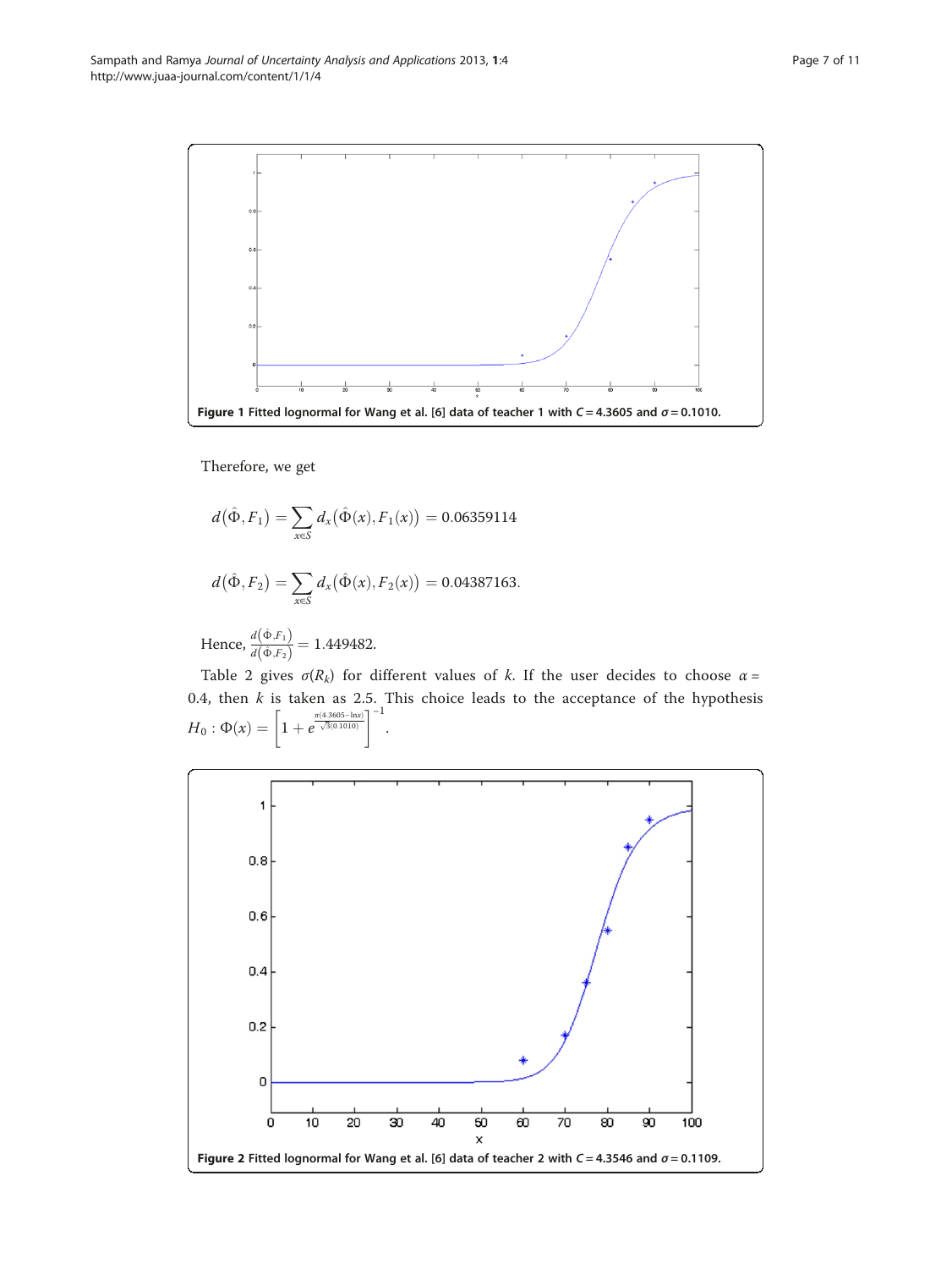Figure 1 Fitted lognormal for Wang et al. [6] data of teacher 1 with $C = 4.3605$ and $\sigma = 0.1010$.

Therefore, we get

$$d(\hat{\Phi}, F_1) = \sum_{x \in S} d_x(\hat{\Phi}(x), F_1(x)) = 0.06359114$$

$$d(\hat{\Phi}, F_2) = \sum_{x \in S} d_x(\hat{\Phi}(x), F_2(x)) = 0.04387163.$$

Hence, $\frac{d(\hat{\Phi}, F_1)}{d(\hat{\Phi}, F_2)} = 1.449482.$

Table 2 gives $\sigma(R_k)$ for different values of $k$. If the user decides to choose $\alpha = 0.4$, then $k$ is taken as 2.5. This choice leads to the acceptance of the hypothesis $H_0 : \Phi(x) = \left[1 + e^{\frac{\pi(4.3605 - \ln x)}{\sqrt{3}(0.1010)}}\right]^{-1}$.

Figure 2 Fitted lognormal for Wang et al. [6] data of teacher 2 with $C = 4.3546$ and $\sigma = 0.1109$.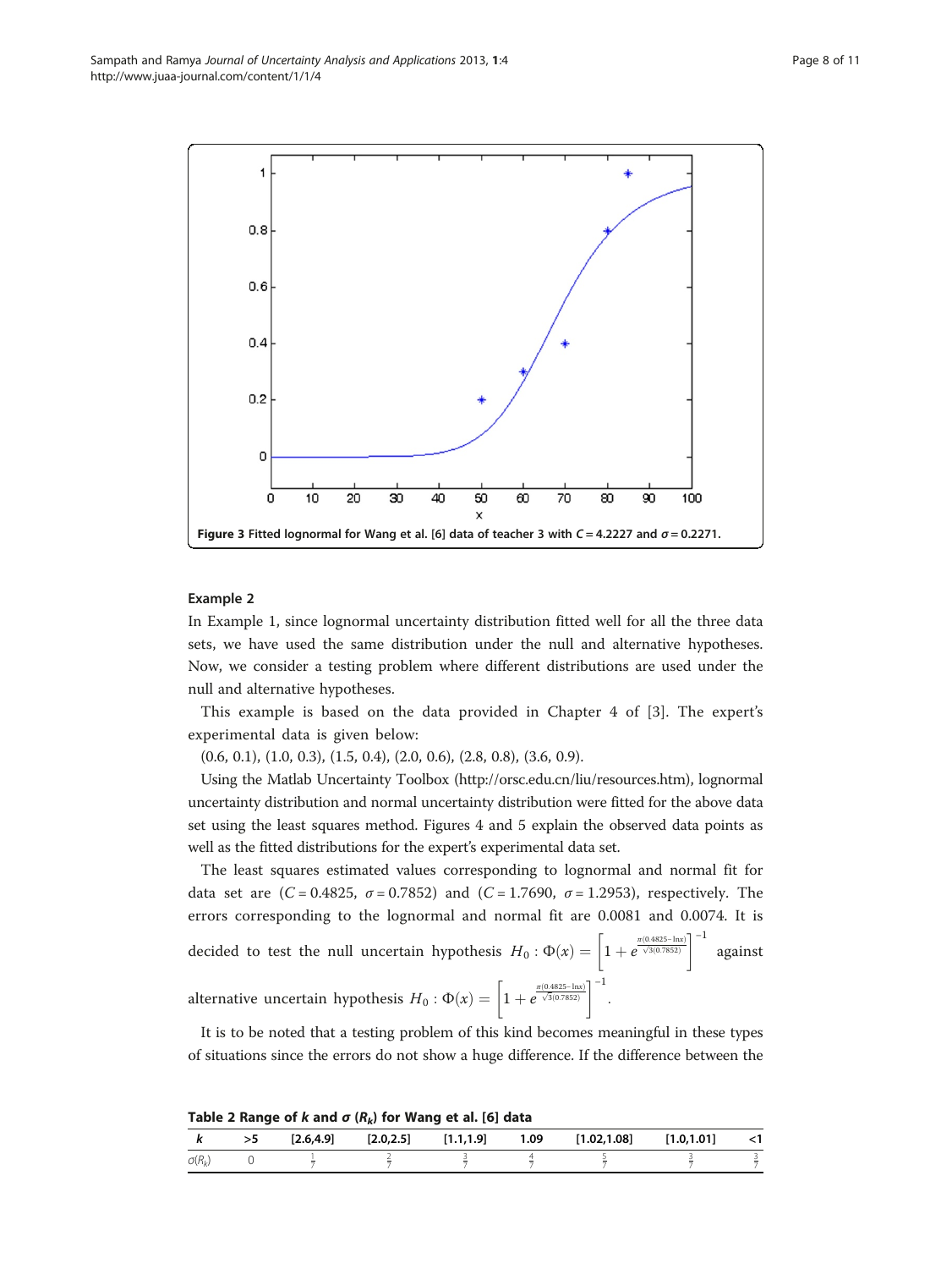Figure 3 Fitted lognormal for Wang et al. [6] data of teacher 3 with $C = 4.2227$ and $\sigma = 0.2271$.

### Example 2

In Example 1, since lognormal uncertainty distribution fitted well for all the three data sets, we have used the same distribution under the null and alternative hypotheses. Now, we consider a testing problem where different distributions are used under the null and alternative hypotheses.

This example is based on the data provided in Chapter 4 of [3]. The expert's experimental data is given below:

(0.6, 0.1), (1.0, 0.3), (1.5, 0.4), (2.0, 0.6), (2.8, 0.8), (3.6, 0.9).

Using the Matlab Uncertainty Toolbox (http://orsc.edu.cn/liu/resources.htm), lognormal uncertainty distribution and normal uncertainty distribution were fitted for the above data set using the least squares method. Figures 4 and 5 explain the observed data points as well as the fitted distributions for the expert's experimental data set.

The least squares estimated values corresponding to lognormal and normal fit for data set are ($C = 0.4825$, $\sigma = 0.7852$) and ($C = 1.7690$, $\sigma = 1.2953$), respectively. The errors corresponding to the lognormal and normal fit are 0.0081 and 0.0074. It is decided to test the null uncertain hypothesis $H_0 : \Phi(x) = \left[1 + e^{\frac{\pi(0.4825 - \ln x)}{\sqrt{3}(0.7852)}}\right]^{-1}$ against alternative uncertain hypothesis $H_0 : \Phi(x) = \left[1 + e^{\frac{\pi(0.4825 - \ln x)}{\sqrt{3}(0.7852)}}\right]^{-1}$.

It is to be noted that a testing problem of this kind becomes meaningful in these types of situations since the errors do not show a huge difference. If the difference between the

Table 2 Range of $k$ and $\sigma$ ($R_k$) for Wang et al. [6] data

| $k$ | >5 | [2.6,4.9] | [2.0,2.5] | [1.1,1.9] | 1.09 | [1.02,1.08] | [1.0,1.01] | <1 |
|---|---|---|---|---|---|---|---|---|
| $\sigma(R_k)$ | 0 | $\frac{1}{7}$ | $\frac{2}{7}$ | $\frac{3}{7}$ | $\frac{4}{7}$ | $\frac{5}{7}$ | $\frac{3}{7}$ | $\frac{3}{7}$ |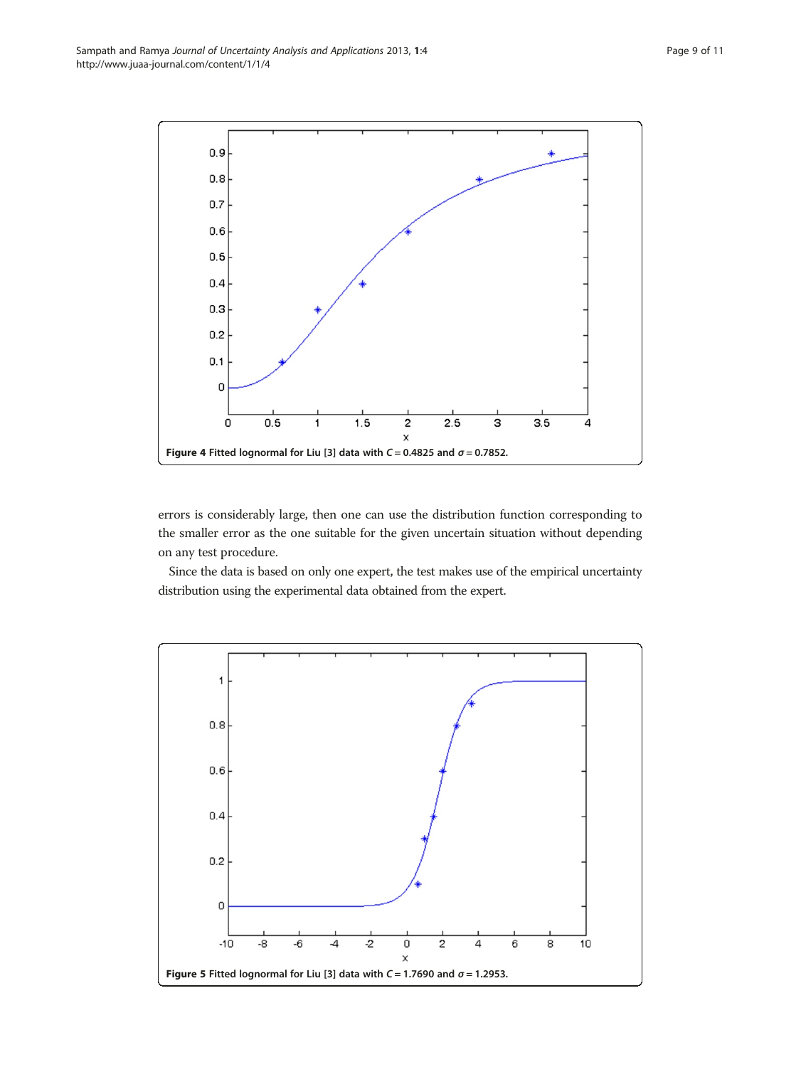Figure 4 Fitted lognormal for Liu [3] data with $C = 0.4825$ and $\sigma = 0.7852$.

errors is considerably large, then one can use the distribution function corresponding to the smaller error as the one suitable for the given uncertain situation without depending on any test procedure.

Since the data is based on only one expert, the test makes use of the empirical uncertainty distribution using the experimental data obtained from the expert.

Figure 5 Fitted lognormal for Liu [3] data with $C = 1.7690$ and $\sigma = 1.2953$.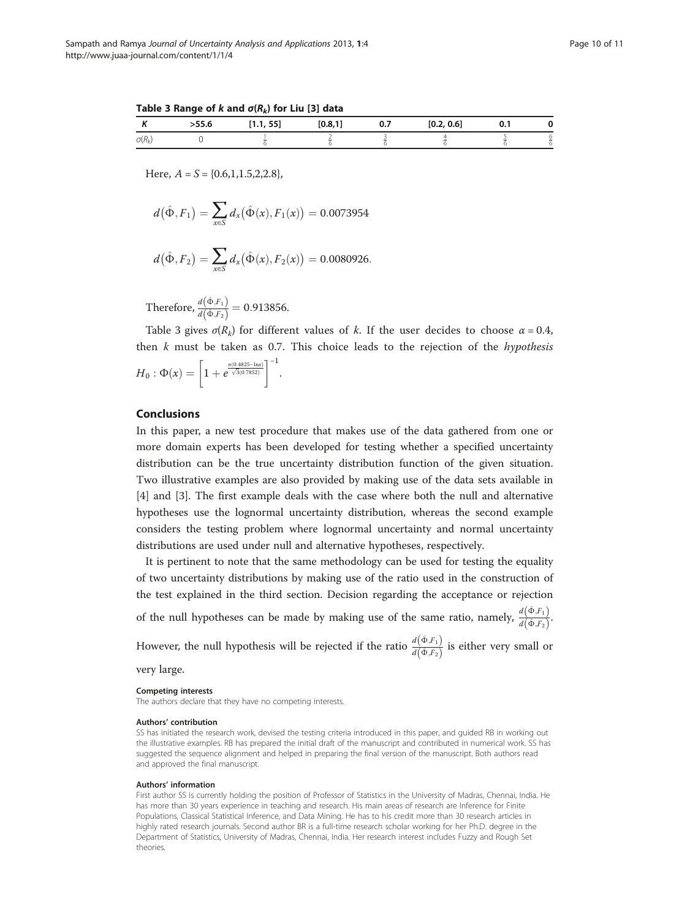**Table 3 Range of $k$ and $\sigma(R_k)$ for Liu [3] data**

| $K$ | >55.6 | [1.1, 55] | [0.8,1] | 0.7 | [0.2, 0.6] | 0.1 | 0 |
|---|---|---|---|---|---|---|---|
| $\sigma(R_k)$ | 0 | $\frac{1}{6}$ | $\frac{2}{6}$ | $\frac{3}{6}$ | $\frac{4}{6}$ | $\frac{5}{6}$ | $\frac{6}{6}$ |

Here, $A = S = \{0.6,1,1.5,2,2.8\}$,

$$d(\hat{\Phi}, F_1) = \sum_{x \in S} d_x(\hat{\Phi}(x), F_1(x)) = 0.0073954$$

$$d(\hat{\Phi}, F_2) = \sum_{x \in S} d_x(\hat{\Phi}(x), F_2(x)) = 0.0080926.$$

Therefore, $\frac{d(\hat{\Phi}, F_1)}{d(\hat{\Phi}, F_2)} = 0.913856.$

Table 3 gives $\sigma(R_k)$ for different values of $k$. If the user decides to choose $\alpha = 0.4$, then $k$ must be taken as 0.7. This choice leads to the rejection of the *hypothesis* $H_0 : \Phi(x) = \left[1 + e^{\frac{\pi(0.4825 - \ln x)}{\sqrt{3}(0.7852)}}\right]^{-1}.$

## Conclusions

In this paper, a new test procedure that makes use of the data gathered from one or more domain experts has been developed for testing whether a specified uncertainty distribution can be the true uncertainty distribution function of the given situation. Two illustrative examples are also provided by making use of the data sets available in [4] and [3]. The first example deals with the case where both the null and alternative hypotheses use the lognormal uncertainty distribution, whereas the second example considers the testing problem where lognormal uncertainty and normal uncertainty distributions are used under null and alternative hypotheses, respectively.

It is pertinent to note that the same methodology can be used for testing the equality of two uncertainty distributions by making use of the ratio used in the construction of the test explained in the third section. Decision regarding the acceptance or rejection of the null hypotheses can be made by making use of the same ratio, namely, $\frac{d(\hat{\Phi}, F_1)}{d(\hat{\Phi}, F_2)}$. However, the null hypothesis will be rejected if the ratio $\frac{d(\hat{\Phi}, F_1)}{d(\hat{\Phi}, F_2)}$ is either very small or very large.

#### Competing interests

The authors declare that they have no competing interests.

#### Authors' contribution

SS has initiated the research work, devised the testing criteria introduced in this paper, and guided RB in working out the illustrative examples. RB has prepared the initial draft of the manuscript and contributed in numerical work. SS has suggested the sequence alignment and helped in preparing the final version of the manuscript. Both authors read and approved the final manuscript.

#### Authors' information

First author SS is currently holding the position of Professor of Statistics in the University of Madras, Chennai, India. He has more than 30 years experience in teaching and research. His main areas of research are Inference for Finite Populations, Classical Statistical Inference, and Data Mining. He has to his credit more than 30 research articles in highly rated research journals. Second author BR is a full-time research scholar working for her Ph.D. degree in the Department of Statistics, University of Madras, Chennai, India. Her research interest includes Fuzzy and Rough Set theories.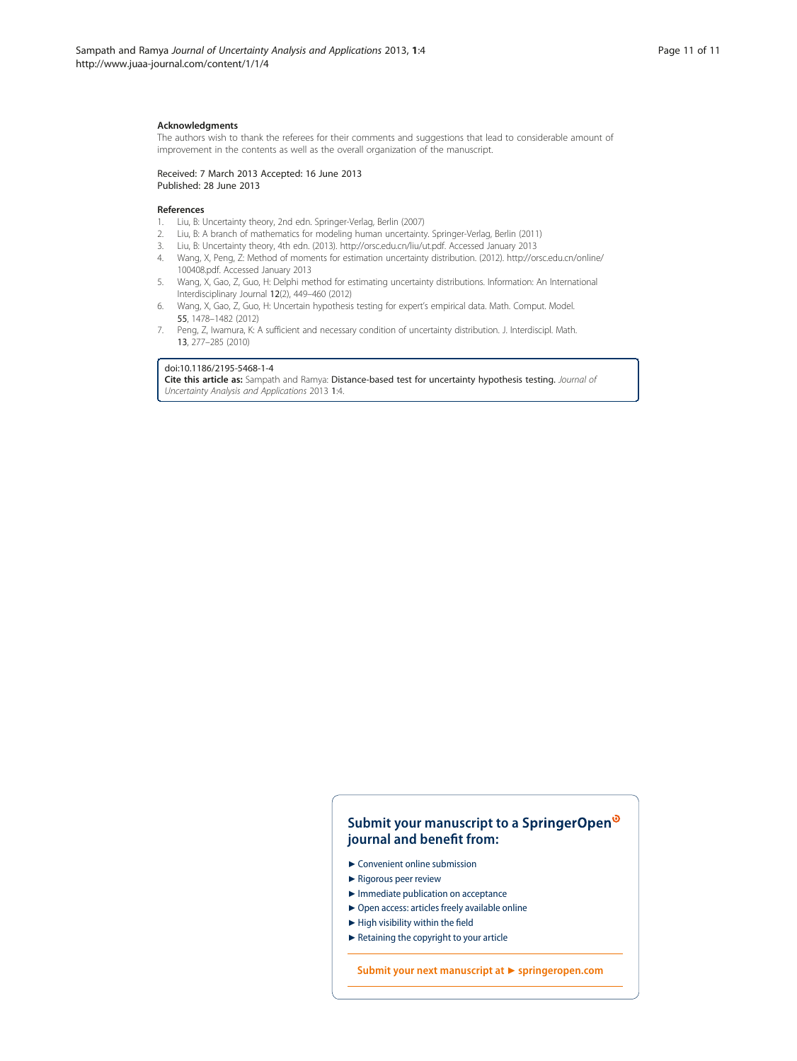### Acknowledgments

The authors wish to thank the referees for their comments and suggestions that lead to considerable amount of improvement in the contents as well as the overall organization of the manuscript.

Received: 7 March 2013 Accepted: 16 June 2013
Published: 28 June 2013

### References

1. Liu, B: Uncertainty theory, 2nd edn. Springer-Verlag, Berlin (2007)
2. Liu, B: A branch of mathematics for modeling human uncertainty. Springer-Verlag, Berlin (2011)
3. Liu, B: Uncertainty theory, 4th edn. (2013). http://orsc.edu.cn/liu/ut.pdf. Accessed January 2013
4. Wang, X, Peng, Z: Method of moments for estimation uncertainty distribution. (2012). http://orsc.edu.cn/online/100408.pdf. Accessed January 2013
5. Wang, X, Gao, Z, Guo, H: Delphi method for estimating uncertainty distributions. Information: An International Interdisciplinary Journal **12**(2), 449–460 (2012)
6. Wang, X, Gao, Z, Guo, H: Uncertain hypothesis testing for expert's empirical data. Math. Comput. Model. **55**, 1478–1482 (2012)
7. Peng, Z, Iwamura, K: A sufficient and necessary condition of uncertainty distribution. J. Interdiscipl. Math. **13**, 277–285 (2010)

doi:10.1186/2195-5468-1-4
**Cite this article as:** Sampath and Ramya: Distance-based test for uncertainty hypothesis testing. *Journal of Uncertainty Analysis and Applications* 2013 **1**:4.

**Submit your manuscript to a SpringerOpen journal and benefit from:**

- ► Convenient online submission
- ► Rigorous peer review
- ► Immediate publication on acceptance
- ► Open access: articles freely available online
- ► High visibility within the field
- ► Retaining the copyright to your article

**Submit your next manuscript at ► springeropen.com**